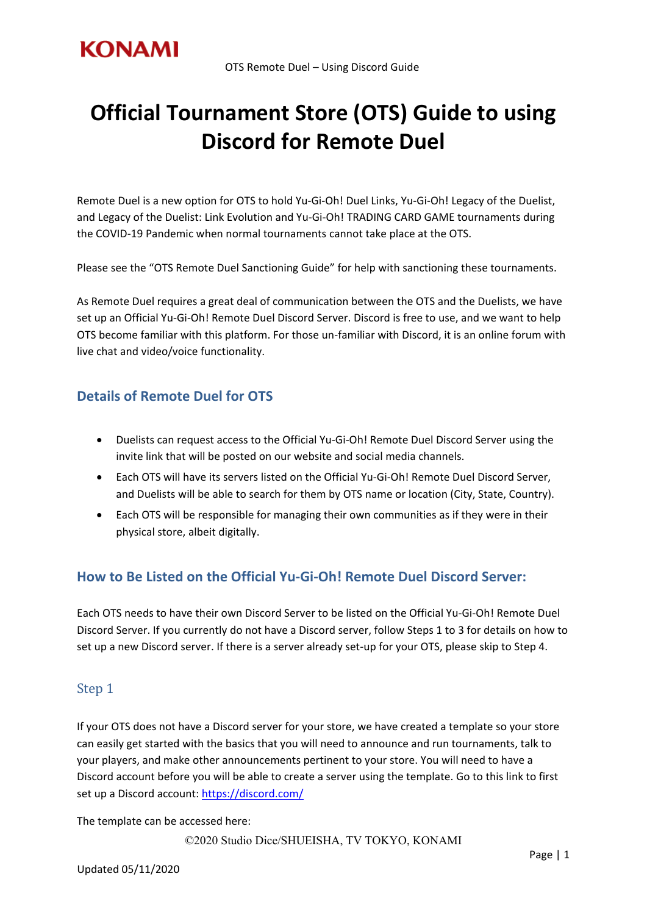# Official Tournament Store (OTS) Guide to using Discord for Remote Duel

Remote Duel is a new option for OTS to hold Yu-Gi-Oh! Duel Links, Yu-Gi-Oh! Legacy of the Duelist, and Legacy of the Duelist: Link Evolution and Yu-Gi-Oh! TRADING CARD GAME tournaments during the COVID-19 Pandemic when normal tournaments cannot take place at the OTS.

Please see the "OTS Remote Duel Sanctioning Guide" for help with sanctioning these tournaments.

As Remote Duel requires a great deal of communication between the OTS and the Duelists, we have set up an Official Yu-Gi-Oh! Remote Duel Discord Server. Discord is free to use, and we want to help OTS become familiar with this platform. For those un-familiar with Discord, it is an online forum with live chat and video/voice functionality.

## Details of Remote Duel for OTS

- Duelists can request access to the Official Yu-Gi-Oh! Remote Duel Discord Server using the invite link that will be posted on our website and social media channels.
- Each OTS will have its servers listed on the Official Yu-Gi-Oh! Remote Duel Discord Server, and Duelists will be able to search for them by OTS name or location (City, State, Country).
- Each OTS will be responsible for managing their own communities as if they were in their physical store, albeit digitally.

## How to Be Listed on the Official Yu-Gi-Oh! Remote Duel Discord Server:

Each OTS needs to have their own Discord Server to be listed on the Official Yu-Gi-Oh! Remote Duel Discord Server. If you currently do not have a Discord server, follow Steps 1 to 3 for details on how to set up a new Discord server. If there is a server already set-up for your OTS, please skip to Step 4.

### Step 1

If your OTS does not have a Discord server for your store, we have created a template so your store can easily get started with the basics that you will need to announce and run tournaments, talk to your players, and make other announcements pertinent to your store. You will need to have a Discord account before you will be able to create a server using the template. Go to this link to first set up a Discord account: [https://discord.com/](https://discord.com/)

The template can be accessed here:

©2020 Studio Dice/SHUEISHA, TV TOKYO, KONAMI

Updated 05/11/2020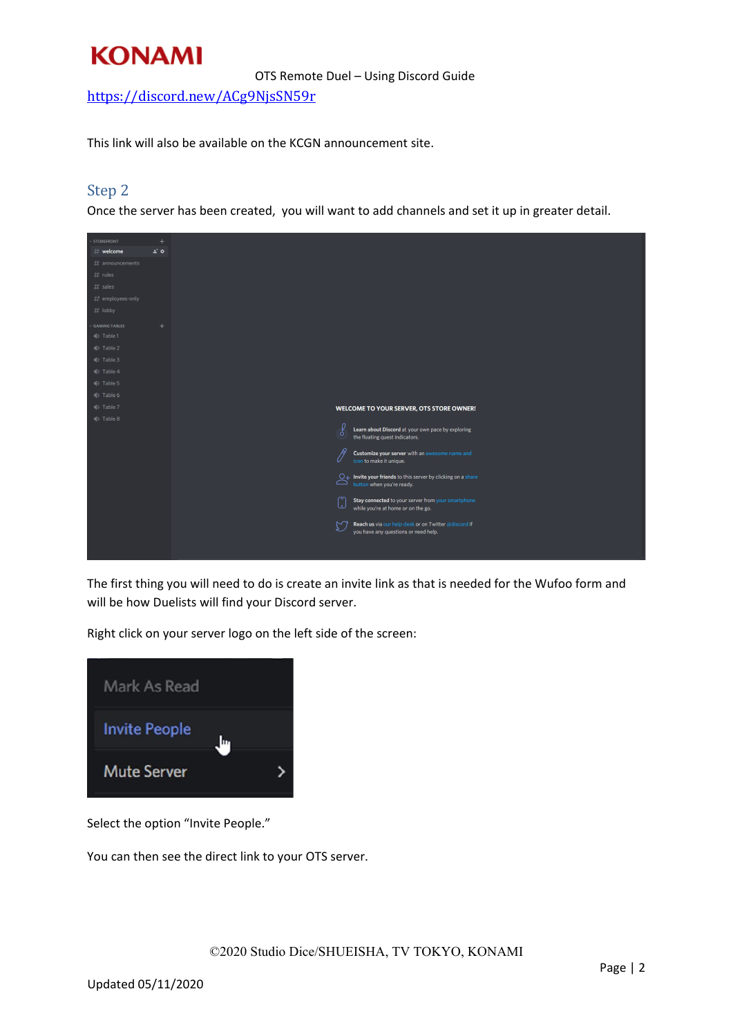https://discord.new/ACg9NjsSN59r

This link will also be available on the KCGN announcement site.

## Step 2

Once the server has been created, you will want to add channels and set it up in greater detail.

The first thing you will need to do is create an invite link as that is needed for the Wufoo form and will be how Duelists will find your Discord server.

Right click on your server logo on the left side of the screen:

Select the option "Invite People."

You can then see the direct link to your OTS server.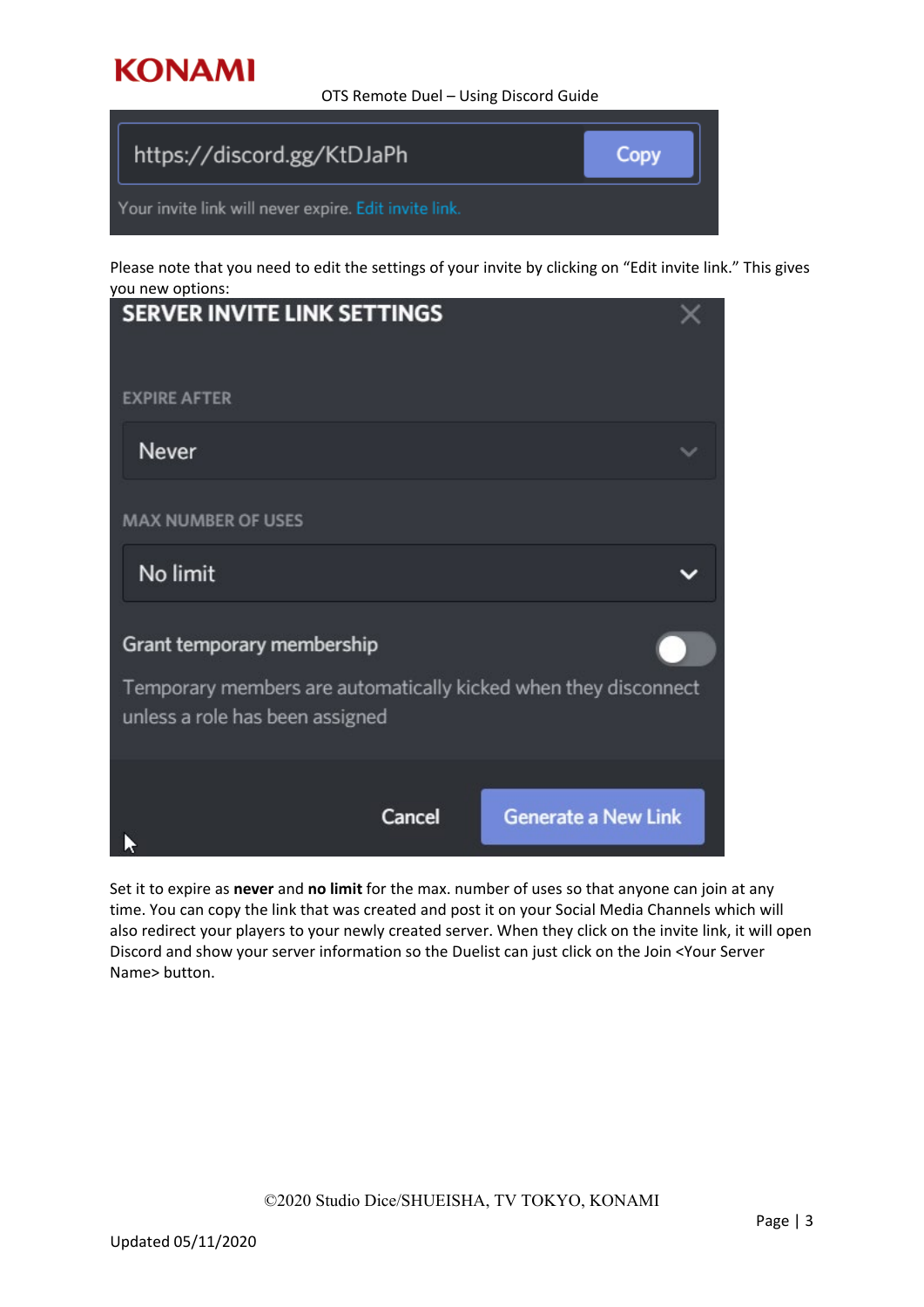https://discord.gg/KtDJaPh Copy

Your invite link will never expire. Edit invite link.

Please note that you need to edit the settings of your invite by clicking on “Edit invite link.” This gives you new options:

SERVER INVITE LINK SETTINGS

EXPIRE AFTER

Never

MAX NUMBER OF USES

No limit

Grant temporary membership

Temporary members are automatically kicked when they disconnect unless a role has been assigned

Cancel Generate a New Link

Set it to expire as **never** and **no limit** for the max. number of uses so that anyone can join at any time. You can copy the link that was created and post it on your Social Media Channels which will also redirect your players to your newly created server. When they click on the invite link, it will open Discord and show your server information so the Duelist can just click on the Join <Your Server Name> button.

©2020 Studio Dice/SHUEISHA, TV TOKYO, KONAMI

Updated 05/11/2020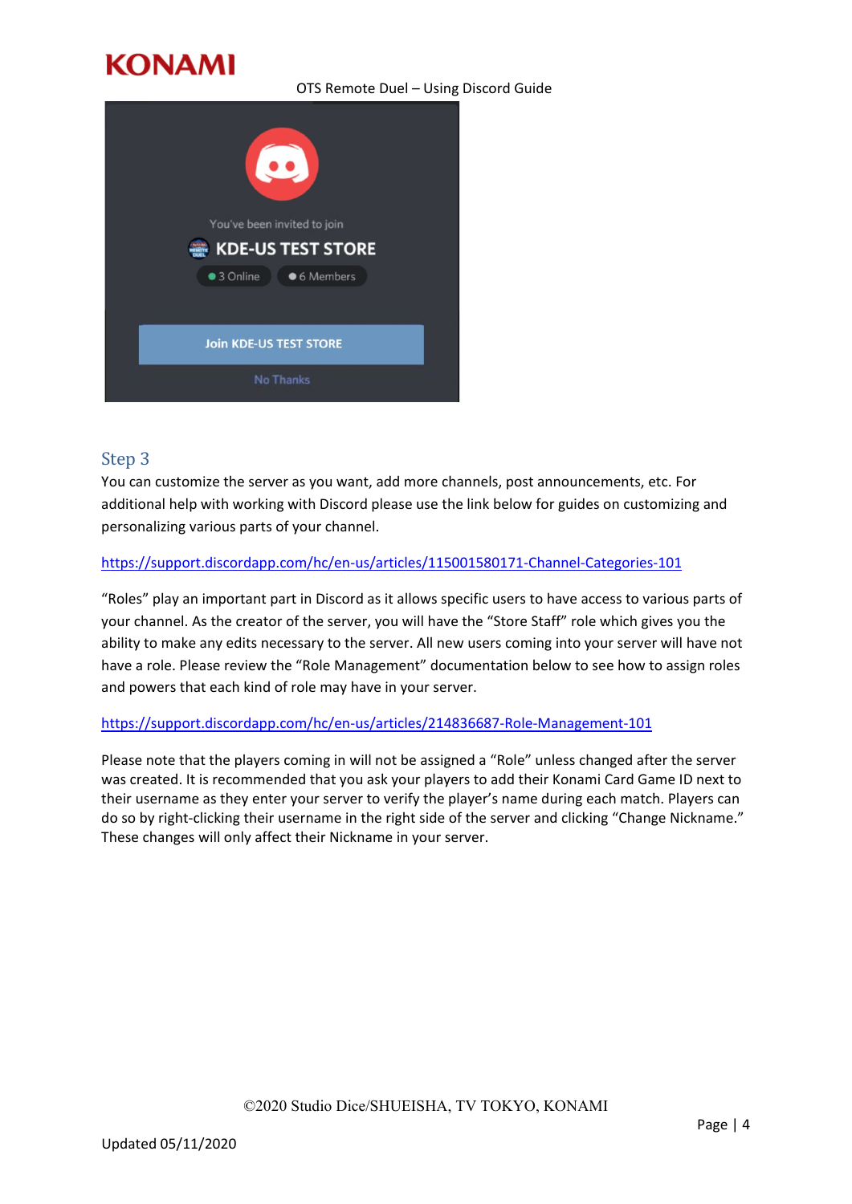## Step 3

You can customize the server as you want, add more channels, post announcements, etc. For additional help with working with Discord please use the link below for guides on customizing and personalizing various parts of your channel.

https://support.discordapp.com/hc/en-us/articles/115001580171-Channel-Categories-101

"Roles" play an important part in Discord as it allows specific users to have access to various parts of your channel. As the creator of the server, you will have the "Store Staff" role which gives you the ability to make any edits necessary to the server. All new users coming into your server will have not have a role. Please review the "Role Management" documentation below to see how to assign roles and powers that each kind of role may have in your server.

https://support.discordapp.com/hc/en-us/articles/214836687-Role-Management-101

Please note that the players coming in will not be assigned a "Role" unless changed after the server was created. It is recommended that you ask your players to add their Konami Card Game ID next to their username as they enter your server to verify the player's name during each match. Players can do so by right-clicking their username in the right side of the server and clicking "Change Nickname." These changes will only affect their Nickname in your server.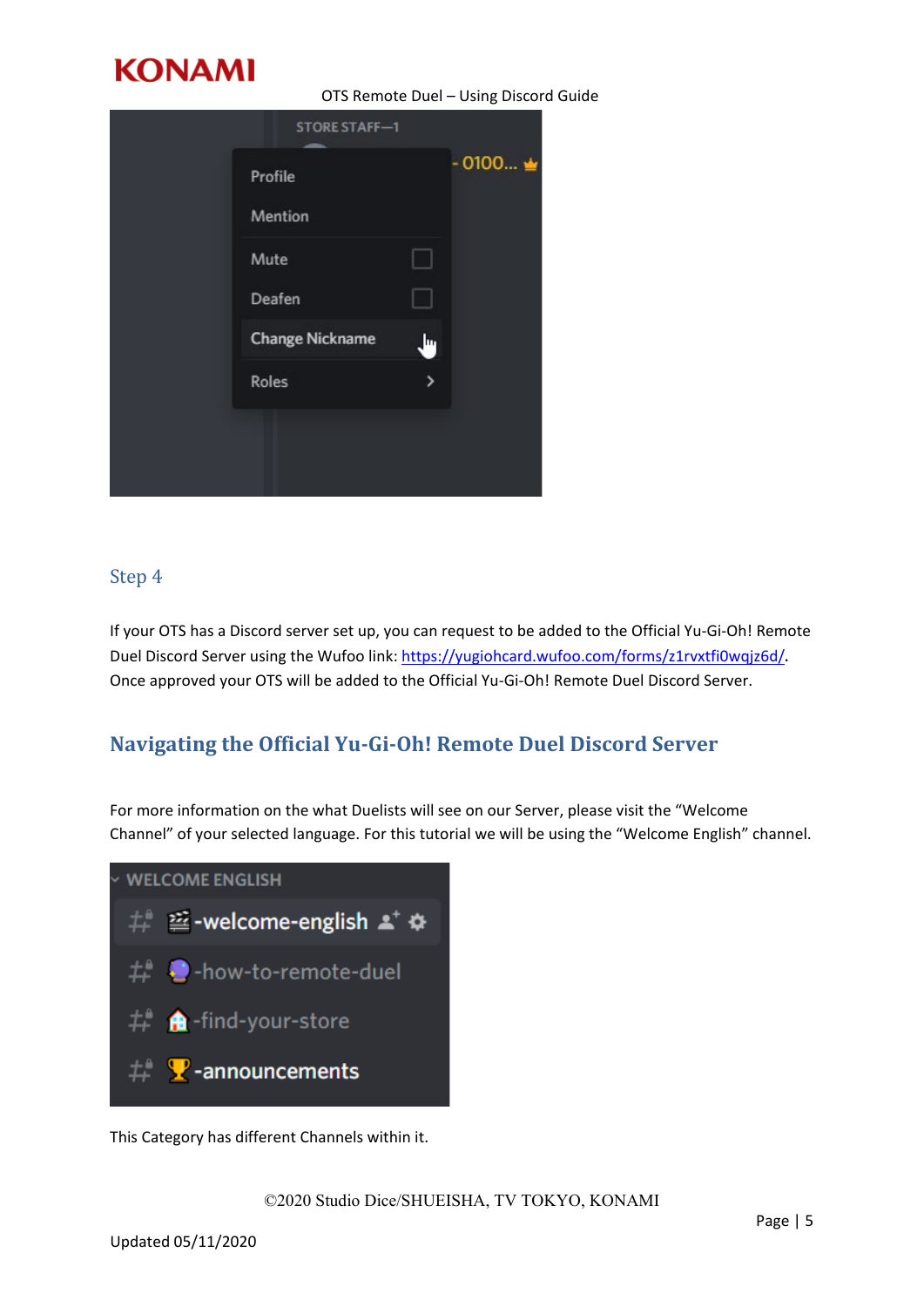## Step 4

If your OTS has a Discord server set up, you can request to be added to the Official Yu-Gi-Oh! Remote Duel Discord Server using the Wufoo link: [https://yugiohcard.wufoo.com/forms/z1rvxtfi0wqjz6d/](https://yugiohcard.wufoo.com/forms/z1rvxtfi0wqjz6d/). Once approved your OTS will be added to the Official Yu-Gi-Oh! Remote Duel Discord Server.

## Navigating the Official Yu-Gi-Oh! Remote Duel Discord Server

For more information on the what Duelists will see on our Server, please visit the "Welcome Channel" of your selected language. For this tutorial we will be using the "Welcome English" channel.

This Category has different Channels within it.

©2020 Studio Dice/SHUEISHA, TV TOKYO, KONAMI

Updated 05/11/2020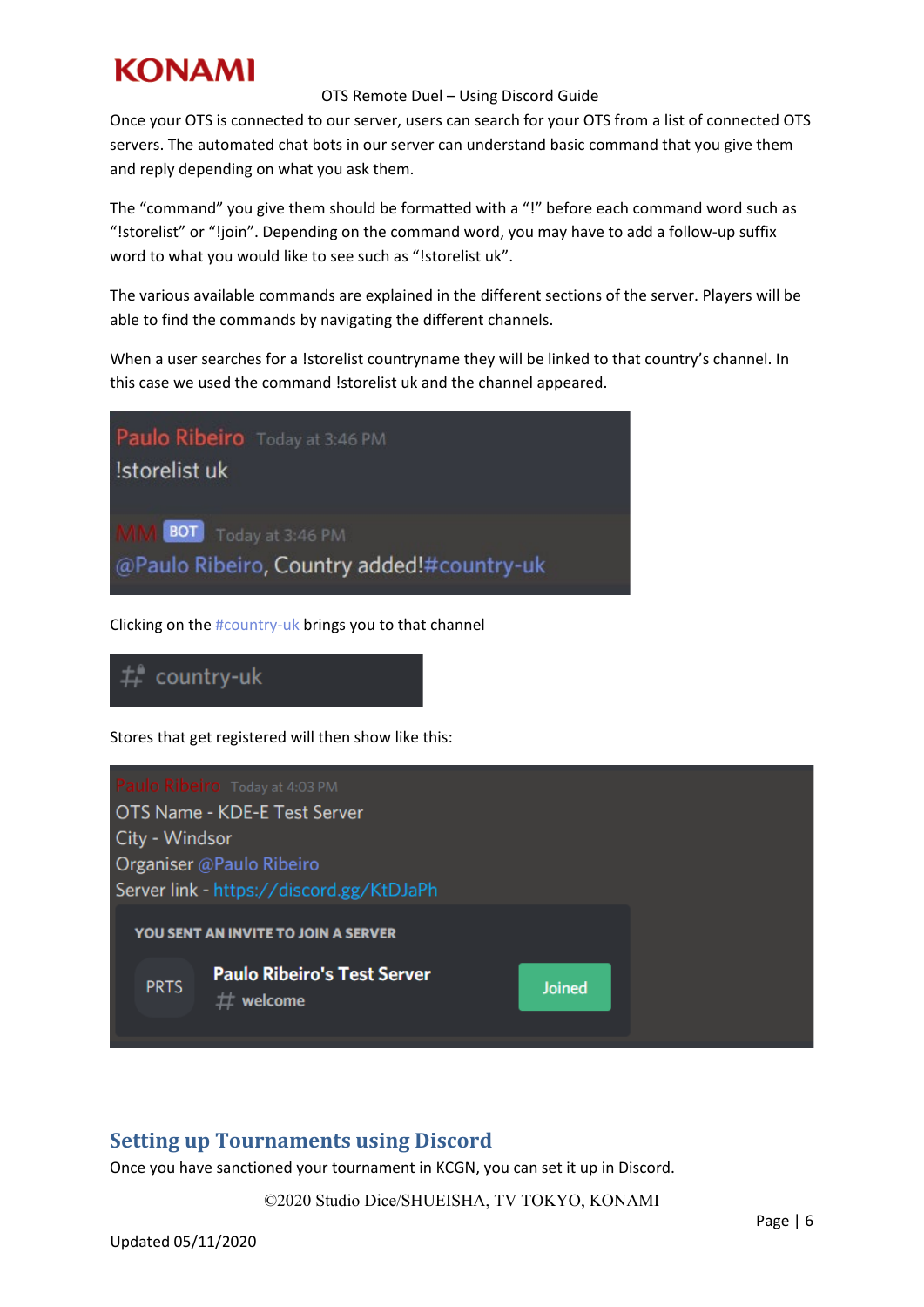Once your OTS is connected to our server, users can search for your OTS from a list of connected OTS servers. The automated chat bots in our server can understand basic command that you give them and reply depending on what you ask them.

The "command" you give them should be formatted with a "!" before each command word such as "!storelist" or "!join". Depending on the command word, you may have to add a follow-up suffix word to what you would like to see such as "!storelist uk".

The various available commands are explained in the different sections of the server. Players will be able to find the commands by navigating the different channels.

When a user searches for a !storelist countryname they will be linked to that country's channel. In this case we used the command !storelist uk and the channel appeared.

Paulo Ribeiro Today at 3:46 PM
!storelist uk

MM BOT Today at 3:46 PM
@Paulo Ribeiro, Country added!#country-uk

Clicking on the #country-uk brings you to that channel

country-uk

Stores that get registered will then show like this:

Paulo Ribeiro Today at 4:03 PM
OTS Name - KDE-E Test Server
City - Windsor
Organiser @Paulo Ribeiro
Server link - https://discord.gg/KtDJaPh

YOU SENT AN INVITE TO JOIN A SERVER
PRTS Paulo Ribeiro's Test Server
welcome
Joined

## Setting up Tournaments using Discord

Once you have sanctioned your tournament in KCGN, you can set it up in Discord.

©2020 Studio Dice/SHUEISHA, TV TOKYO, KONAMI

Updated 05/11/2020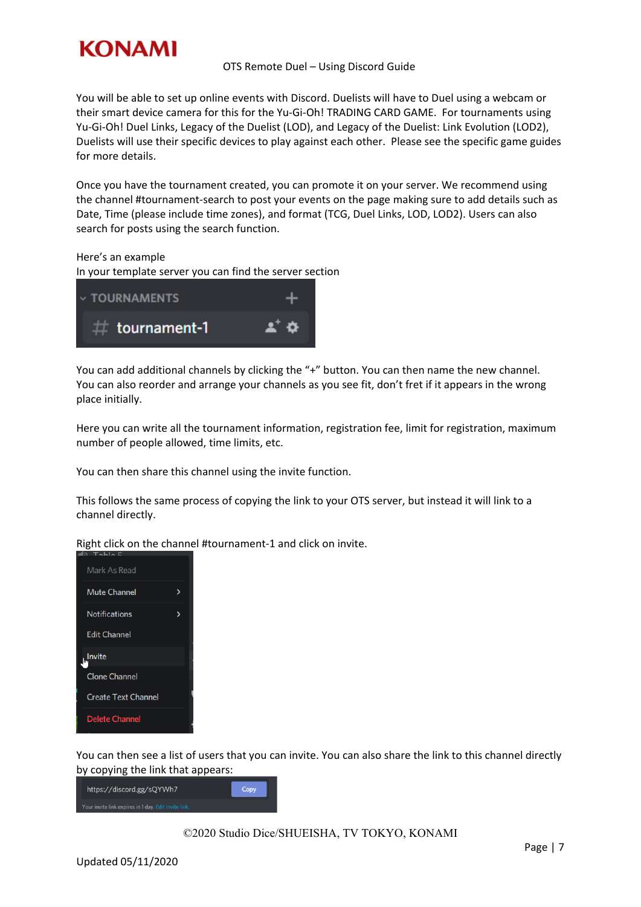You will be able to set up online events with Discord. Duelists will have to Duel using a webcam or their smart device camera for this for the Yu-Gi-Oh! TRADING CARD GAME. For tournaments using Yu-Gi-Oh! Duel Links, Legacy of the Duelist (LOD), and Legacy of the Duelist: Link Evolution (LOD2), Duelists will use their specific devices to play against each other. Please see the specific game guides for more details.

Once you have the tournament created, you can promote it on your server. We recommend using the channel #tournament-search to post your events on the page making sure to add details such as Date, Time (please include time zones), and format (TCG, Duel Links, LOD, LOD2). Users can also search for posts using the search function.

Here's an example
In your template server you can find the server section

You can add additional channels by clicking the "+" button. You can then name the new channel. You can also reorder and arrange your channels as you see fit, don't fret if it appears in the wrong place initially.

Here you can write all the tournament information, registration fee, limit for registration, maximum number of people allowed, time limits, etc.

You can then share this channel using the invite function.

This follows the same process of copying the link to your OTS server, but instead it will link to a channel directly.

Right click on the channel #tournament-1 and click on invite.

You can then see a list of users that you can invite. You can also share the link to this channel directly by copying the link that appears:

©2020 Studio Dice/SHUEISHA, TV TOKYO, KONAMI

Updated 05/11/2020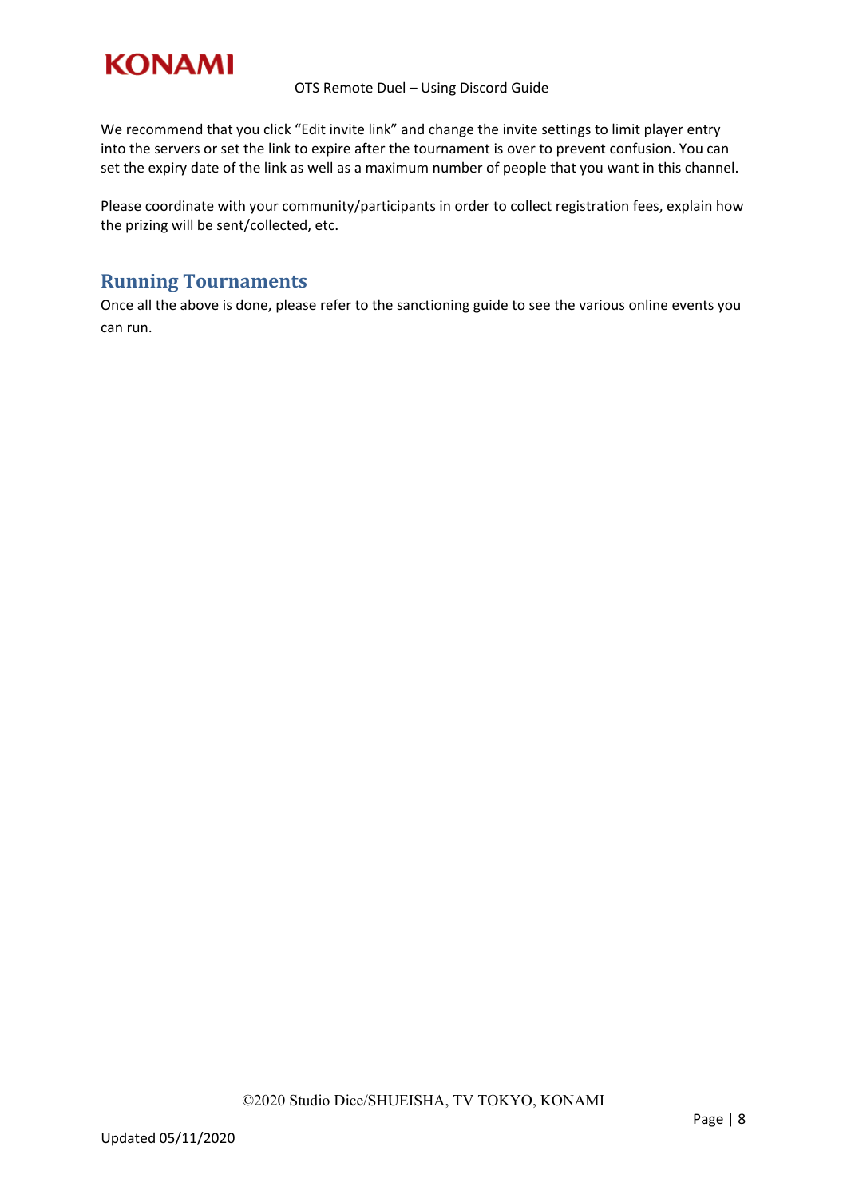We recommend that you click "Edit invite link" and change the invite settings to limit player entry into the servers or set the link to expire after the tournament is over to prevent confusion. You can set the expiry date of the link as well as a maximum number of people that you want in this channel.

Please coordinate with your community/participants in order to collect registration fees, explain how the prizing will be sent/collected, etc.

## Running Tournaments

Once all the above is done, please refer to the sanctioning guide to see the various online events you can run.